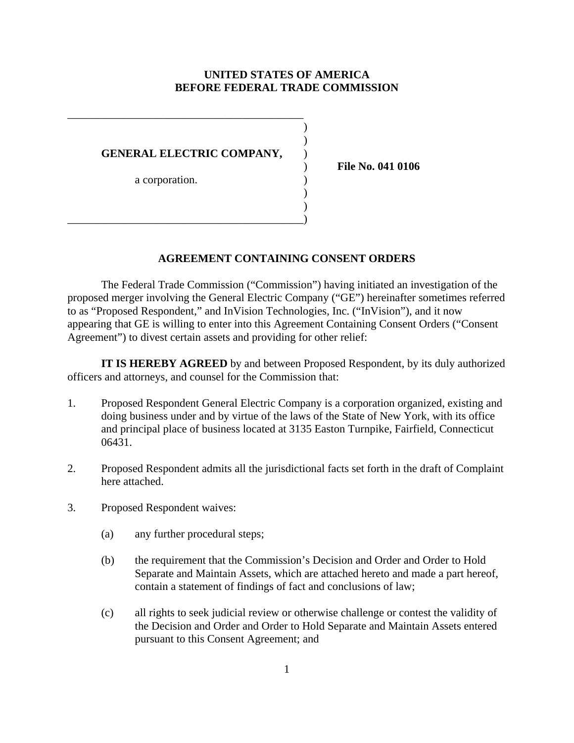**UNITED STATES OF AMERICA**
**BEFORE FEDERAL TRADE COMMISSION**

**GENERAL ELECTRIC COMPANY,**

a corporation.

**File No. 041 0106**

## AGREEMENT CONTAINING CONSENT ORDERS

The Federal Trade Commission ("Commission") having initiated an investigation of the proposed merger involving the General Electric Company ("GE") hereinafter sometimes referred to as "Proposed Respondent," and InVision Technologies, Inc. ("InVision"), and it now appearing that GE is willing to enter into this Agreement Containing Consent Orders ("Consent Agreement") to divest certain assets and providing for other relief:

**IT IS HEREBY AGREED** by and between Proposed Respondent, by its duly authorized officers and attorneys, and counsel for the Commission that:

1. Proposed Respondent General Electric Company is a corporation organized, existing and doing business under and by virtue of the laws of the State of New York, with its office and principal place of business located at 3135 Easton Turnpike, Fairfield, Connecticut 06431.

2. Proposed Respondent admits all the jurisdictional facts set forth in the draft of Complaint here attached.

3. Proposed Respondent waives:

   (a) any further procedural steps;

   (b) the requirement that the Commission's Decision and Order and Order to Hold Separate and Maintain Assets, which are attached hereto and made a part hereof, contain a statement of findings of fact and conclusions of law;

   (c) all rights to seek judicial review or otherwise challenge or contest the validity of the Decision and Order and Order to Hold Separate and Maintain Assets entered pursuant to this Consent Agreement; and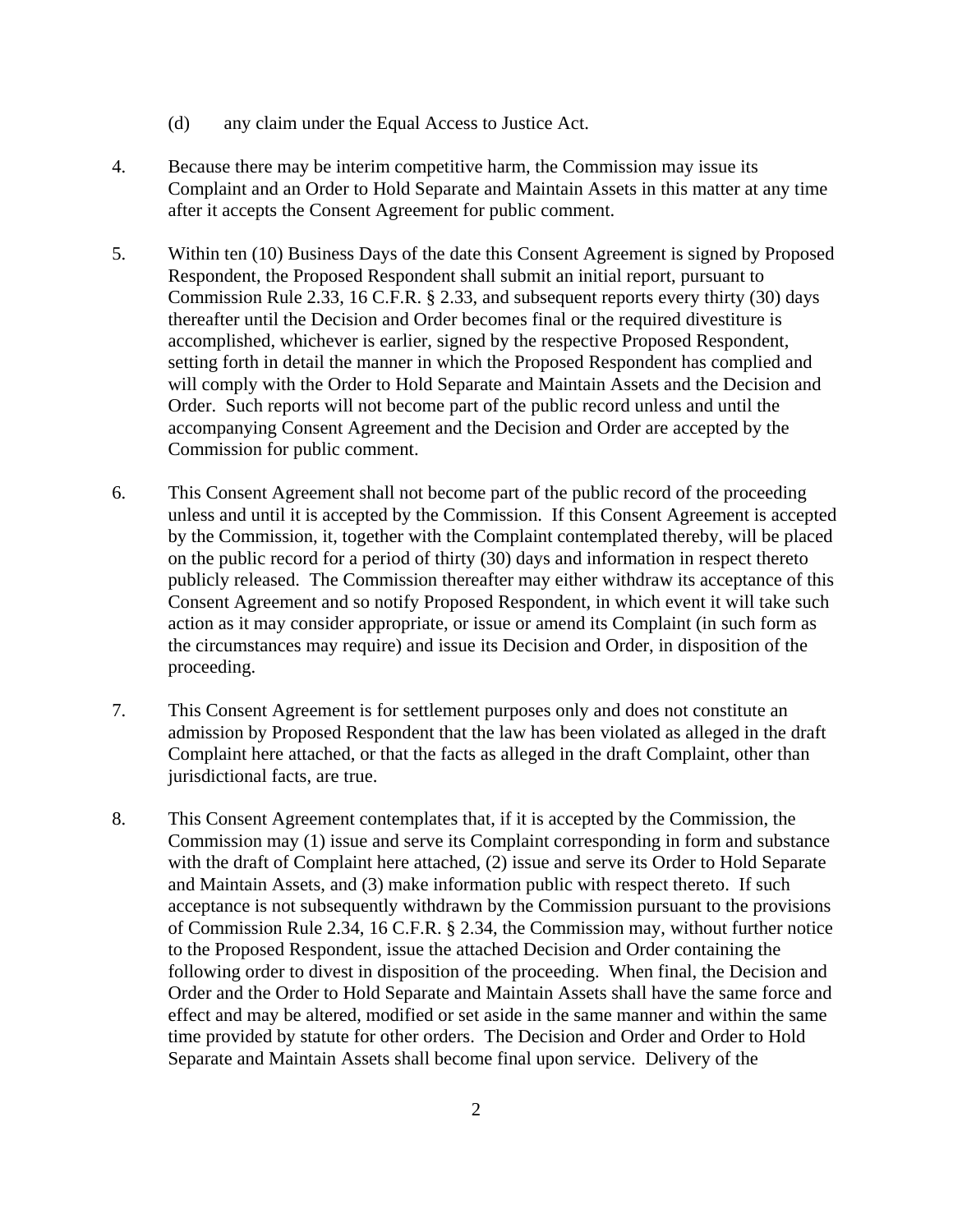(d) any claim under the Equal Access to Justice Act.

4. Because there may be interim competitive harm, the Commission may issue its Complaint and an Order to Hold Separate and Maintain Assets in this matter at any time after it accepts the Consent Agreement for public comment.

5. Within ten (10) Business Days of the date this Consent Agreement is signed by Proposed Respondent, the Proposed Respondent shall submit an initial report, pursuant to Commission Rule 2.33, 16 C.F.R. § 2.33, and subsequent reports every thirty (30) days thereafter until the Decision and Order becomes final or the required divestiture is accomplished, whichever is earlier, signed by the respective Proposed Respondent, setting forth in detail the manner in which the Proposed Respondent has complied and will comply with the Order to Hold Separate and Maintain Assets and the Decision and Order. Such reports will not become part of the public record unless and until the accompanying Consent Agreement and the Decision and Order are accepted by the Commission for public comment.

6. This Consent Agreement shall not become part of the public record of the proceeding unless and until it is accepted by the Commission. If this Consent Agreement is accepted by the Commission, it, together with the Complaint contemplated thereby, will be placed on the public record for a period of thirty (30) days and information in respect thereto publicly released. The Commission thereafter may either withdraw its acceptance of this Consent Agreement and so notify Proposed Respondent, in which event it will take such action as it may consider appropriate, or issue or amend its Complaint (in such form as the circumstances may require) and issue its Decision and Order, in disposition of the proceeding.

7. This Consent Agreement is for settlement purposes only and does not constitute an admission by Proposed Respondent that the law has been violated as alleged in the draft Complaint here attached, or that the facts as alleged in the draft Complaint, other than jurisdictional facts, are true.

8. This Consent Agreement contemplates that, if it is accepted by the Commission, the Commission may (1) issue and serve its Complaint corresponding in form and substance with the draft of Complaint here attached, (2) issue and serve its Order to Hold Separate and Maintain Assets, and (3) make information public with respect thereto. If such acceptance is not subsequently withdrawn by the Commission pursuant to the provisions of Commission Rule 2.34, 16 C.F.R. § 2.34, the Commission may, without further notice to the Proposed Respondent, issue the attached Decision and Order containing the following order to divest in disposition of the proceeding. When final, the Decision and Order and the Order to Hold Separate and Maintain Assets shall have the same force and effect and may be altered, modified or set aside in the same manner and within the same time provided by statute for other orders. The Decision and Order and Order to Hold Separate and Maintain Assets shall become final upon service. Delivery of the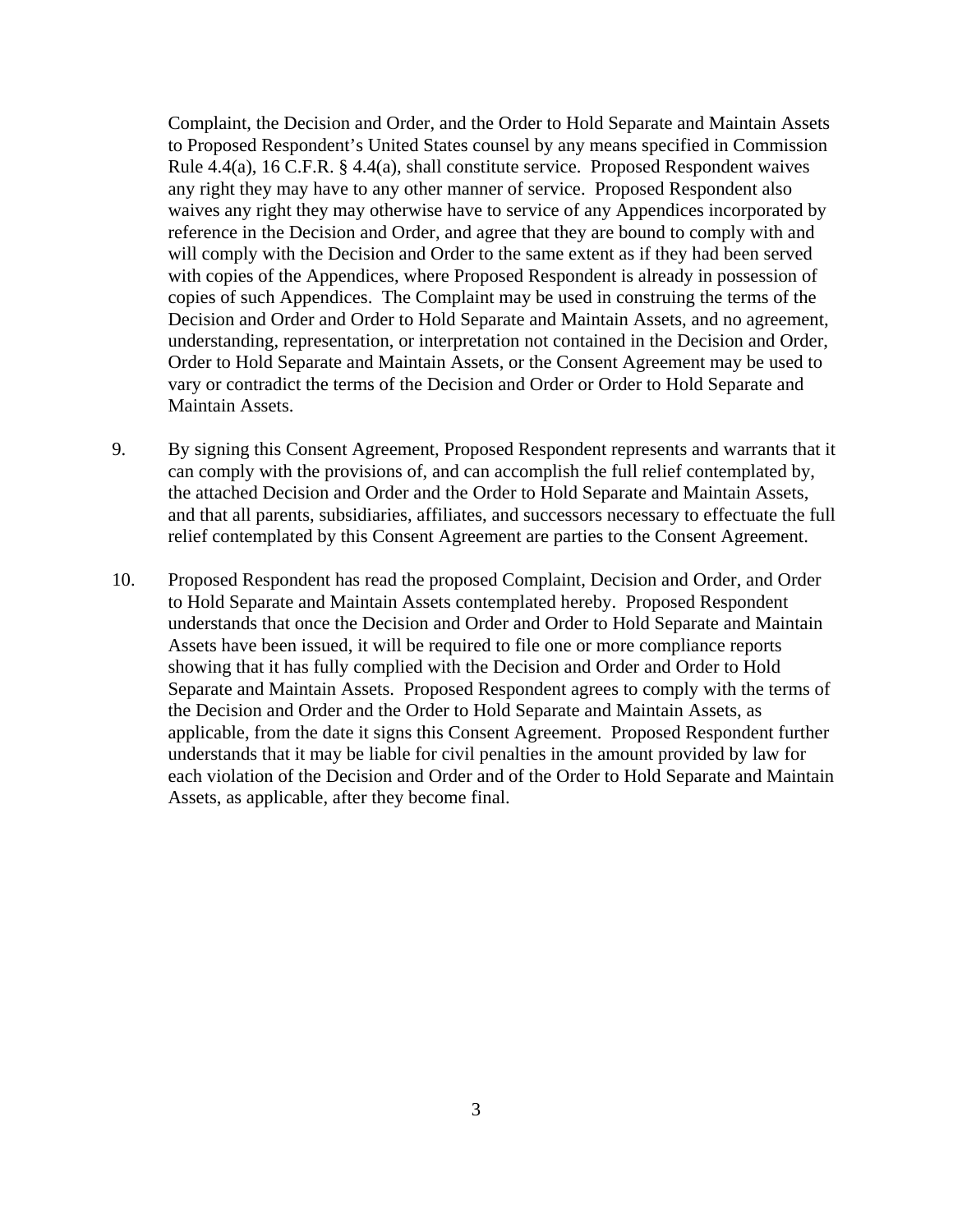Complaint, the Decision and Order, and the Order to Hold Separate and Maintain Assets to Proposed Respondent's United States counsel by any means specified in Commission Rule 4.4(a), 16 C.F.R. § 4.4(a), shall constitute service. Proposed Respondent waives any right they may have to any other manner of service. Proposed Respondent also waives any right they may otherwise have to service of any Appendices incorporated by reference in the Decision and Order, and agree that they are bound to comply with and will comply with the Decision and Order to the same extent as if they had been served with copies of the Appendices, where Proposed Respondent is already in possession of copies of such Appendices. The Complaint may be used in construing the terms of the Decision and Order and Order to Hold Separate and Maintain Assets, and no agreement, understanding, representation, or interpretation not contained in the Decision and Order, Order to Hold Separate and Maintain Assets, or the Consent Agreement may be used to vary or contradict the terms of the Decision and Order or Order to Hold Separate and Maintain Assets.

9. By signing this Consent Agreement, Proposed Respondent represents and warrants that it can comply with the provisions of, and can accomplish the full relief contemplated by, the attached Decision and Order and the Order to Hold Separate and Maintain Assets, and that all parents, subsidiaries, affiliates, and successors necessary to effectuate the full relief contemplated by this Consent Agreement are parties to the Consent Agreement.

10. Proposed Respondent has read the proposed Complaint, Decision and Order, and Order to Hold Separate and Maintain Assets contemplated hereby. Proposed Respondent understands that once the Decision and Order and Order to Hold Separate and Maintain Assets have been issued, it will be required to file one or more compliance reports showing that it has fully complied with the Decision and Order and Order to Hold Separate and Maintain Assets. Proposed Respondent agrees to comply with the terms of the Decision and Order and the Order to Hold Separate and Maintain Assets, as applicable, from the date it signs this Consent Agreement. Proposed Respondent further understands that it may be liable for civil penalties in the amount provided by law for each violation of the Decision and Order and of the Order to Hold Separate and Maintain Assets, as applicable, after they become final.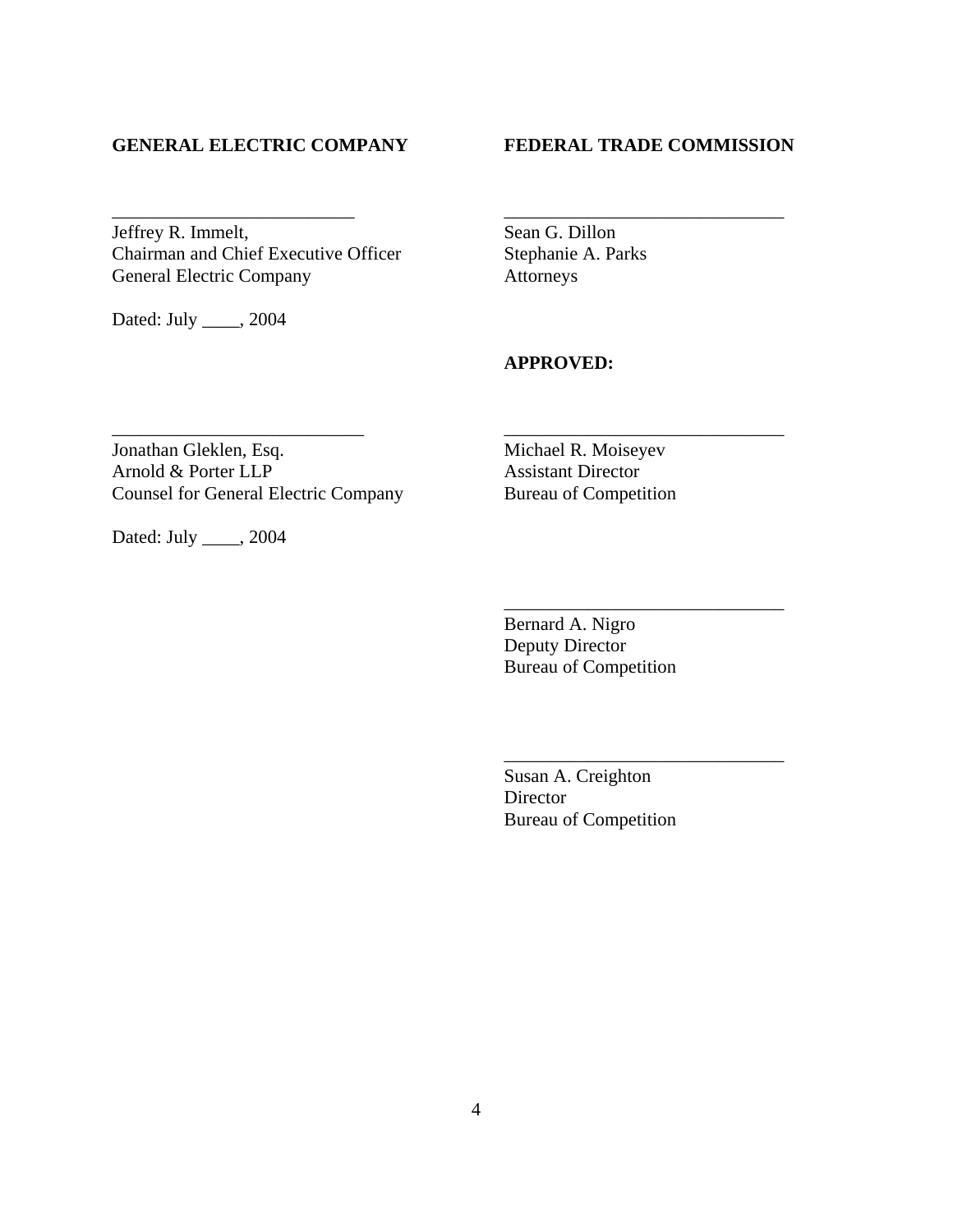**GENERAL ELECTRIC COMPANY**

\_\_\_\_\_\_\_\_\_\_\_\_\_\_\_\_\_\_\_\_\_\_\_\_\_\_\_

Jeffrey R. Immelt,
Chairman and Chief Executive Officer
General Electric Company

Dated: July \_\_\_\_, 2004

\_\_\_\_\_\_\_\_\_\_\_\_\_\_\_\_\_\_\_\_\_\_\_\_\_\_\_

Jonathan Gleklen, Esq.
Arnold & Porter LLP
Counsel for General Electric Company

Dated: July \_\_\_\_, 2004

**FEDERAL TRADE COMMISSION**

\_\_\_\_\_\_\_\_\_\_\_\_\_\_\_\_\_\_\_\_\_\_\_\_\_\_\_\_\_\_

Sean G. Dillon
Stephanie A. Parks
Attorneys

**APPROVED:**

\_\_\_\_\_\_\_\_\_\_\_\_\_\_\_\_\_\_\_\_\_\_\_\_\_\_\_\_\_\_

Michael R. Moiseyev
Assistant Director
Bureau of Competition

\_\_\_\_\_\_\_\_\_\_\_\_\_\_\_\_\_\_\_\_\_\_\_\_\_\_\_\_\_\_

Bernard A. Nigro
Deputy Director
Bureau of Competition

\_\_\_\_\_\_\_\_\_\_\_\_\_\_\_\_\_\_\_\_\_\_\_\_\_\_\_\_\_\_

Susan A. Creighton
Director
Bureau of Competition